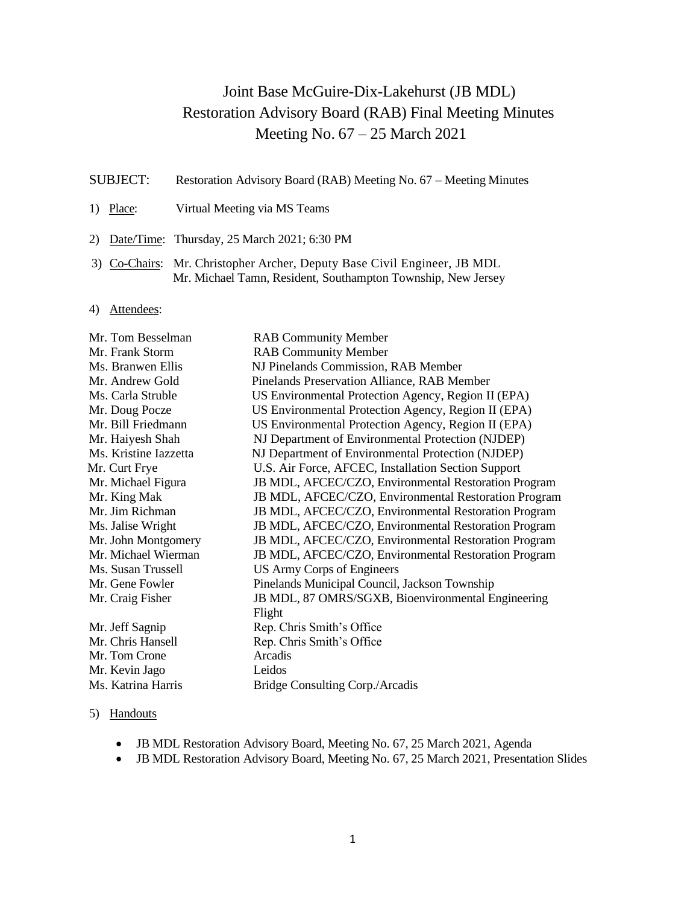# Joint Base McGuire-Dix-Lakehurst (JB MDL)
# Restoration Advisory Board (RAB) Final Meeting Minutes
# Meeting No. 67 – 25 March 2021

SUBJECT: Restoration Advisory Board (RAB) Meeting No. 67 – Meeting Minutes

1) Place: Virtual Meeting via MS Teams

2) Date/Time: Thursday, 25 March 2021; 6:30 PM

3) Co-Chairs: Mr. Christopher Archer, Deputy Base Civil Engineer, JB MDL
   Mr. Michael Tamn, Resident, Southampton Township, New Jersey

4) Attendees:

| | |
|---|---|
| Mr. Tom Besselman | RAB Community Member |
| Mr. Frank Storm | RAB Community Member |
| Ms. Branwen Ellis | NJ Pinelands Commission, RAB Member |
| Mr. Andrew Gold | Pinelands Preservation Alliance, RAB Member |
| Ms. Carla Struble | US Environmental Protection Agency, Region II (EPA) |
| Mr. Doug Pocze | US Environmental Protection Agency, Region II (EPA) |
| Mr. Bill Friedmann | US Environmental Protection Agency, Region II (EPA) |
| Mr. Haiyesh Shah | NJ Department of Environmental Protection (NJDEP) |
| Ms. Kristine Iazzetta | NJ Department of Environmental Protection (NJDEP) |
| Mr. Curt Frye | U.S. Air Force, AFCEC, Installation Section Support |
| Mr. Michael Figura | JB MDL, AFCEC/CZO, Environmental Restoration Program |
| Mr. King Mak | JB MDL, AFCEC/CZO, Environmental Restoration Program |
| Mr. Jim Richman | JB MDL, AFCEC/CZO, Environmental Restoration Program |
| Ms. Jalise Wright | JB MDL, AFCEC/CZO, Environmental Restoration Program |
| Mr. John Montgomery | JB MDL, AFCEC/CZO, Environmental Restoration Program |
| Mr. Michael Wierman | JB MDL, AFCEC/CZO, Environmental Restoration Program |
| Ms. Susan Trussell | US Army Corps of Engineers |
| Mr. Gene Fowler | Pinelands Municipal Council, Jackson Township |
| Mr. Craig Fisher | JB MDL, 87 OMRS/SGXB, Bioenvironmental Engineering Flight |
| Mr. Jeff Sagnip | Rep. Chris Smith's Office |
| Mr. Chris Hansell | Rep. Chris Smith's Office |
| Mr. Tom Crone | Arcadis |
| Mr. Kevin Jago | Leidos |
| Ms. Katrina Harris | Bridge Consulting Corp./Arcadis |

5) Handouts

- JB MDL Restoration Advisory Board, Meeting No. 67, 25 March 2021, Agenda
- JB MDL Restoration Advisory Board, Meeting No. 67, 25 March 2021, Presentation Slides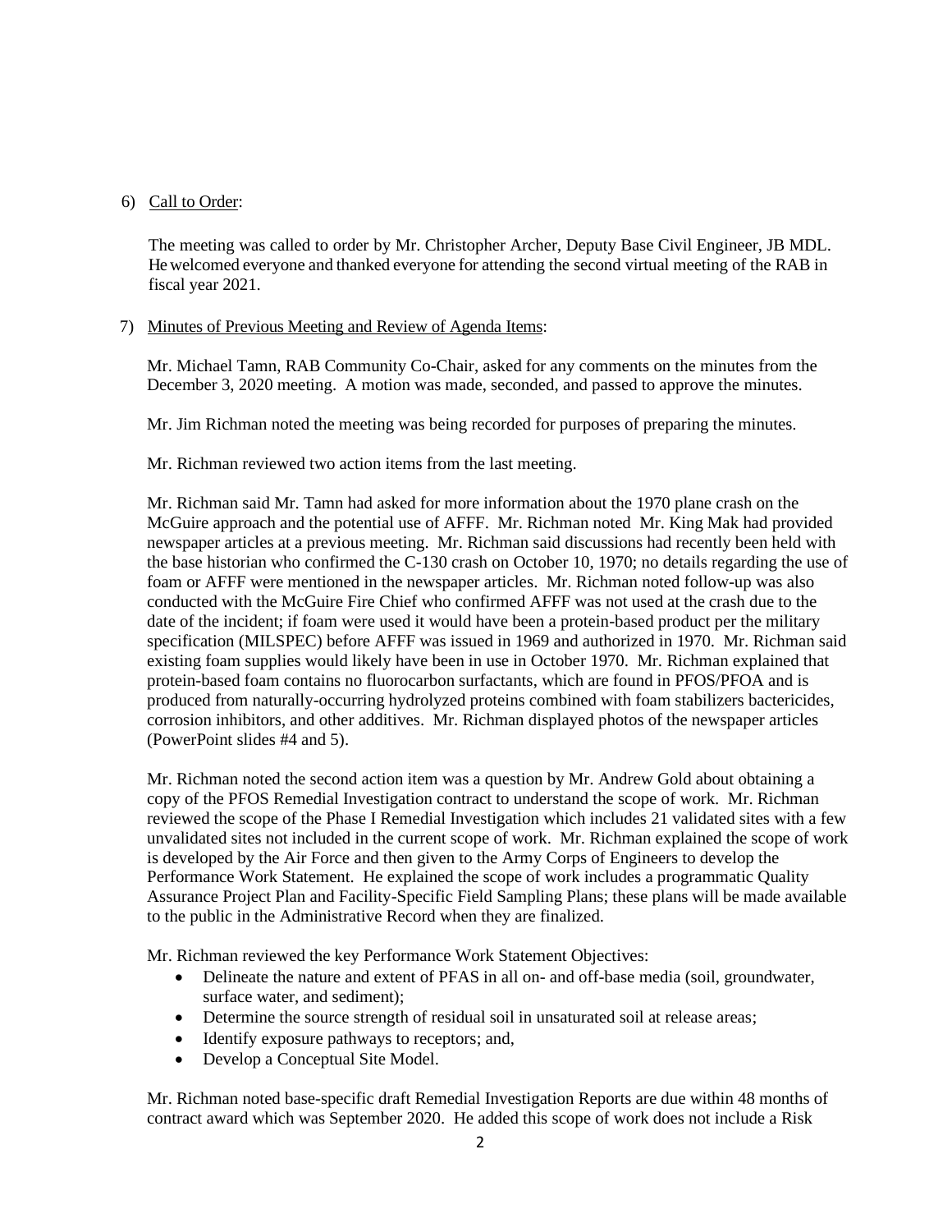6) Call to Order:

The meeting was called to order by Mr. Christopher Archer, Deputy Base Civil Engineer, JB MDL. He welcomed everyone and thanked everyone for attending the second virtual meeting of the RAB in fiscal year 2021.

7) Minutes of Previous Meeting and Review of Agenda Items:

Mr. Michael Tamn, RAB Community Co-Chair, asked for any comments on the minutes from the December 3, 2020 meeting. A motion was made, seconded, and passed to approve the minutes.

Mr. Jim Richman noted the meeting was being recorded for purposes of preparing the minutes.

Mr. Richman reviewed two action items from the last meeting.

Mr. Richman said Mr. Tamn had asked for more information about the 1970 plane crash on the McGuire approach and the potential use of AFFF. Mr. Richman noted Mr. King Mak had provided newspaper articles at a previous meeting. Mr. Richman said discussions had recently been held with the base historian who confirmed the C-130 crash on October 10, 1970; no details regarding the use of foam or AFFF were mentioned in the newspaper articles. Mr. Richman noted follow-up was also conducted with the McGuire Fire Chief who confirmed AFFF was not used at the crash due to the date of the incident; if foam were used it would have been a protein-based product per the military specification (MILSPEC) before AFFF was issued in 1969 and authorized in 1970. Mr. Richman said existing foam supplies would likely have been in use in October 1970. Mr. Richman explained that protein-based foam contains no fluorocarbon surfactants, which are found in PFOS/PFOA and is produced from naturally-occurring hydrolyzed proteins combined with foam stabilizers bactericides, corrosion inhibitors, and other additives. Mr. Richman displayed photos of the newspaper articles (PowerPoint slides #4 and 5).

Mr. Richman noted the second action item was a question by Mr. Andrew Gold about obtaining a copy of the PFOS Remedial Investigation contract to understand the scope of work. Mr. Richman reviewed the scope of the Phase I Remedial Investigation which includes 21 validated sites with a few unvalidated sites not included in the current scope of work. Mr. Richman explained the scope of work is developed by the Air Force and then given to the Army Corps of Engineers to develop the Performance Work Statement. He explained the scope of work includes a programmatic Quality Assurance Project Plan and Facility-Specific Field Sampling Plans; these plans will be made available to the public in the Administrative Record when they are finalized.

Mr. Richman reviewed the key Performance Work Statement Objectives:

- Delineate the nature and extent of PFAS in all on- and off-base media (soil, groundwater, surface water, and sediment);
- Determine the source strength of residual soil in unsaturated soil at release areas;
- Identify exposure pathways to receptors; and,
- Develop a Conceptual Site Model.

Mr. Richman noted base-specific draft Remedial Investigation Reports are due within 48 months of contract award which was September 2020. He added this scope of work does not include a Risk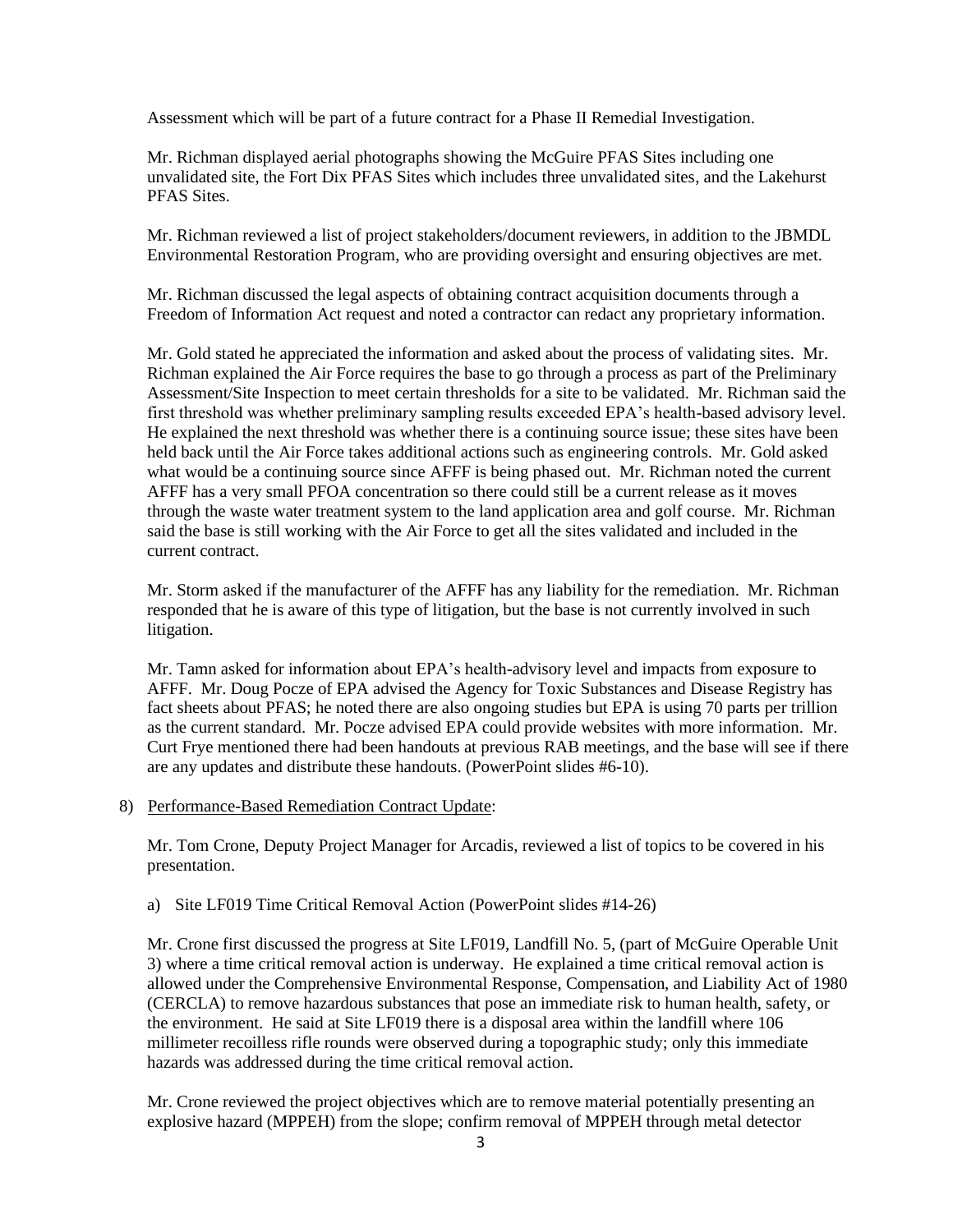Assessment which will be part of a future contract for a Phase II Remedial Investigation.

Mr. Richman displayed aerial photographs showing the McGuire PFAS Sites including one unvalidated site, the Fort Dix PFAS Sites which includes three unvalidated sites, and the Lakehurst PFAS Sites.

Mr. Richman reviewed a list of project stakeholders/document reviewers, in addition to the JBMDL Environmental Restoration Program, who are providing oversight and ensuring objectives are met.

Mr. Richman discussed the legal aspects of obtaining contract acquisition documents through a Freedom of Information Act request and noted a contractor can redact any proprietary information.

Mr. Gold stated he appreciated the information and asked about the process of validating sites. Mr. Richman explained the Air Force requires the base to go through a process as part of the Preliminary Assessment/Site Inspection to meet certain thresholds for a site to be validated. Mr. Richman said the first threshold was whether preliminary sampling results exceeded EPA's health-based advisory level. He explained the next threshold was whether there is a continuing source issue; these sites have been held back until the Air Force takes additional actions such as engineering controls. Mr. Gold asked what would be a continuing source since AFFF is being phased out. Mr. Richman noted the current AFFF has a very small PFOA concentration so there could still be a current release as it moves through the waste water treatment system to the land application area and golf course. Mr. Richman said the base is still working with the Air Force to get all the sites validated and included in the current contract.

Mr. Storm asked if the manufacturer of the AFFF has any liability for the remediation. Mr. Richman responded that he is aware of this type of litigation, but the base is not currently involved in such litigation.

Mr. Tamn asked for information about EPA's health-advisory level and impacts from exposure to AFFF. Mr. Doug Pocze of EPA advised the Agency for Toxic Substances and Disease Registry has fact sheets about PFAS; he noted there are also ongoing studies but EPA is using 70 parts per trillion as the current standard. Mr. Pocze advised EPA could provide websites with more information. Mr. Curt Frye mentioned there had been handouts at previous RAB meetings, and the base will see if there are any updates and distribute these handouts. (PowerPoint slides #6-10).

8) Performance-Based Remediation Contract Update:

Mr. Tom Crone, Deputy Project Manager for Arcadis, reviewed a list of topics to be covered in his presentation.

a) Site LF019 Time Critical Removal Action (PowerPoint slides #14-26)

Mr. Crone first discussed the progress at Site LF019, Landfill No. 5, (part of McGuire Operable Unit 3) where a time critical removal action is underway. He explained a time critical removal action is allowed under the Comprehensive Environmental Response, Compensation, and Liability Act of 1980 (CERCLA) to remove hazardous substances that pose an immediate risk to human health, safety, or the environment. He said at Site LF019 there is a disposal area within the landfill where 106 millimeter recoilless rifle rounds were observed during a topographic study; only this immediate hazards was addressed during the time critical removal action.

Mr. Crone reviewed the project objectives which are to remove material potentially presenting an explosive hazard (MPPEH) from the slope; confirm removal of MPPEH through metal detector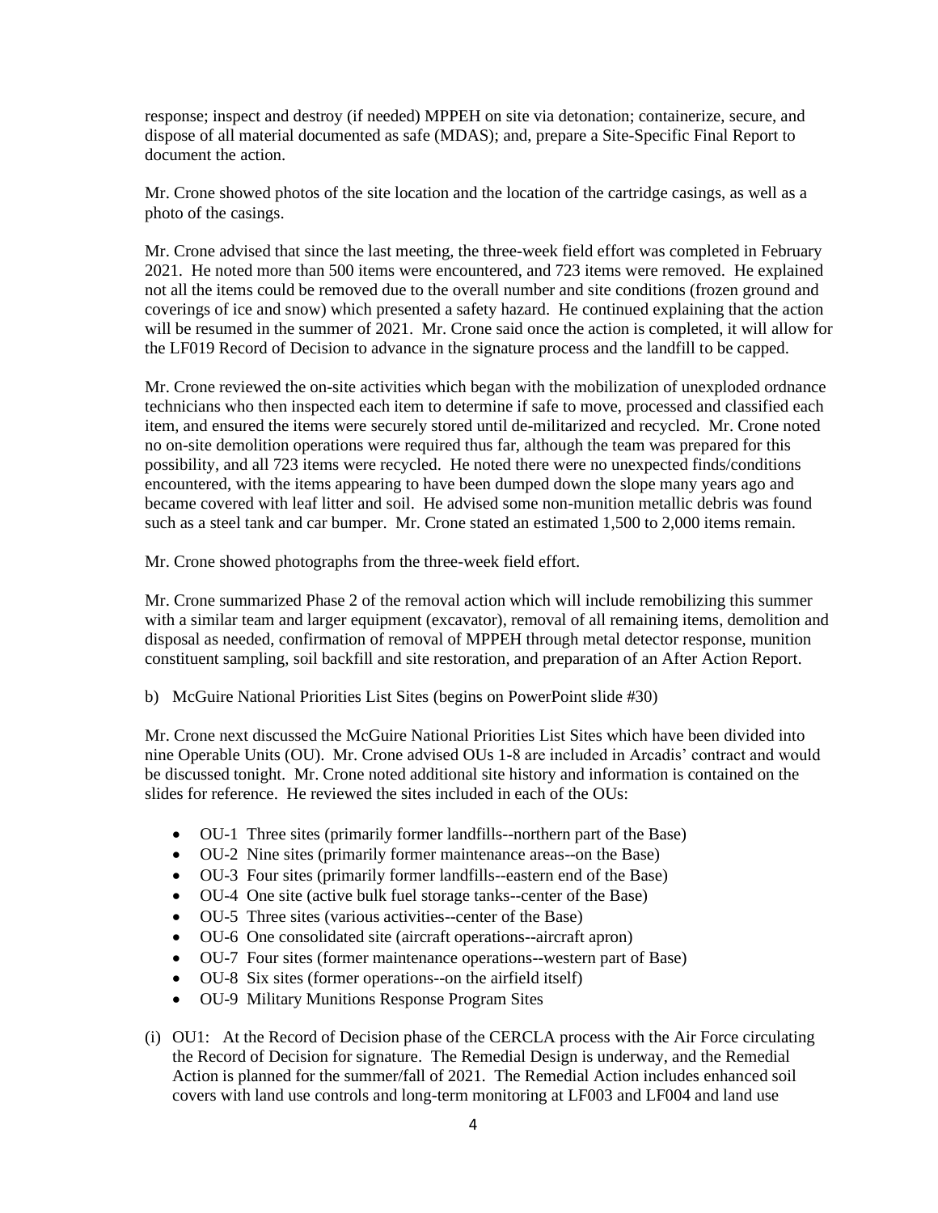response; inspect and destroy (if needed) MPPEH on site via detonation; containerize, secure, and dispose of all material documented as safe (MDAS); and, prepare a Site-Specific Final Report to document the action.

Mr. Crone showed photos of the site location and the location of the cartridge casings, as well as a photo of the casings.

Mr. Crone advised that since the last meeting, the three-week field effort was completed in February 2021. He noted more than 500 items were encountered, and 723 items were removed. He explained not all the items could be removed due to the overall number and site conditions (frozen ground and coverings of ice and snow) which presented a safety hazard. He continued explaining that the action will be resumed in the summer of 2021. Mr. Crone said once the action is completed, it will allow for the LF019 Record of Decision to advance in the signature process and the landfill to be capped.

Mr. Crone reviewed the on-site activities which began with the mobilization of unexploded ordnance technicians who then inspected each item to determine if safe to move, processed and classified each item, and ensured the items were securely stored until de-militarized and recycled. Mr. Crone noted no on-site demolition operations were required thus far, although the team was prepared for this possibility, and all 723 items were recycled. He noted there were no unexpected finds/conditions encountered, with the items appearing to have been dumped down the slope many years ago and became covered with leaf litter and soil. He advised some non-munition metallic debris was found such as a steel tank and car bumper. Mr. Crone stated an estimated 1,500 to 2,000 items remain.

Mr. Crone showed photographs from the three-week field effort.

Mr. Crone summarized Phase 2 of the removal action which will include remobilizing this summer with a similar team and larger equipment (excavator), removal of all remaining items, demolition and disposal as needed, confirmation of removal of MPPEH through metal detector response, munition constituent sampling, soil backfill and site restoration, and preparation of an After Action Report.

b) McGuire National Priorities List Sites (begins on PowerPoint slide #30)

Mr. Crone next discussed the McGuire National Priorities List Sites which have been divided into nine Operable Units (OU). Mr. Crone advised OUs 1-8 are included in Arcadis' contract and would be discussed tonight. Mr. Crone noted additional site history and information is contained on the slides for reference. He reviewed the sites included in each of the OUs:

- OU-1 Three sites (primarily former landfills--northern part of the Base)
- OU-2 Nine sites (primarily former maintenance areas--on the Base)
- OU-3 Four sites (primarily former landfills--eastern end of the Base)
- OU-4 One site (active bulk fuel storage tanks--center of the Base)
- OU-5 Three sites (various activities--center of the Base)
- OU-6 One consolidated site (aircraft operations--aircraft apron)
- OU-7 Four sites (former maintenance operations--western part of Base)
- OU-8 Six sites (former operations--on the airfield itself)
- OU-9 Military Munitions Response Program Sites

(i) OU1: At the Record of Decision phase of the CERCLA process with the Air Force circulating the Record of Decision for signature. The Remedial Design is underway, and the Remedial Action is planned for the summer/fall of 2021. The Remedial Action includes enhanced soil covers with land use controls and long-term monitoring at LF003 and LF004 and land use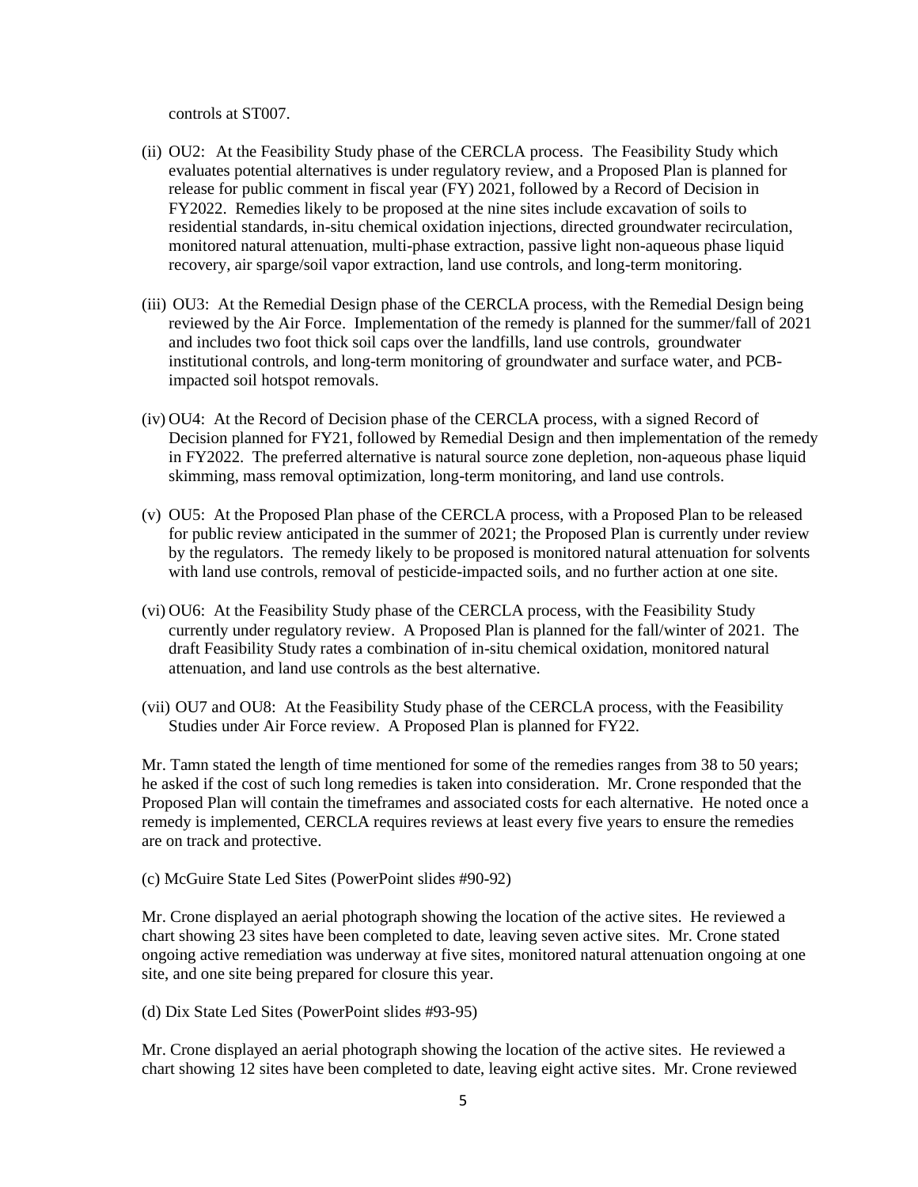controls at ST007.

(ii) OU2: At the Feasibility Study phase of the CERCLA process. The Feasibility Study which evaluates potential alternatives is under regulatory review, and a Proposed Plan is planned for release for public comment in fiscal year (FY) 2021, followed by a Record of Decision in FY2022. Remedies likely to be proposed at the nine sites include excavation of soils to residential standards, in-situ chemical oxidation injections, directed groundwater recirculation, monitored natural attenuation, multi-phase extraction, passive light non-aqueous phase liquid recovery, air sparge/soil vapor extraction, land use controls, and long-term monitoring.

(iii) OU3: At the Remedial Design phase of the CERCLA process, with the Remedial Design being reviewed by the Air Force. Implementation of the remedy is planned for the summer/fall of 2021 and includes two foot thick soil caps over the landfills, land use controls, groundwater institutional controls, and long-term monitoring of groundwater and surface water, and PCB-impacted soil hotspot removals.

(iv) OU4: At the Record of Decision phase of the CERCLA process, with a signed Record of Decision planned for FY21, followed by Remedial Design and then implementation of the remedy in FY2022. The preferred alternative is natural source zone depletion, non-aqueous phase liquid skimming, mass removal optimization, long-term monitoring, and land use controls.

(v) OU5: At the Proposed Plan phase of the CERCLA process, with a Proposed Plan to be released for public review anticipated in the summer of 2021; the Proposed Plan is currently under review by the regulators. The remedy likely to be proposed is monitored natural attenuation for solvents with land use controls, removal of pesticide-impacted soils, and no further action at one site.

(vi) OU6: At the Feasibility Study phase of the CERCLA process, with the Feasibility Study currently under regulatory review. A Proposed Plan is planned for the fall/winter of 2021. The draft Feasibility Study rates a combination of in-situ chemical oxidation, monitored natural attenuation, and land use controls as the best alternative.

(vii) OU7 and OU8: At the Feasibility Study phase of the CERCLA process, with the Feasibility Studies under Air Force review. A Proposed Plan is planned for FY22.

Mr. Tamn stated the length of time mentioned for some of the remedies ranges from 38 to 50 years; he asked if the cost of such long remedies is taken into consideration. Mr. Crone responded that the Proposed Plan will contain the timeframes and associated costs for each alternative. He noted once a remedy is implemented, CERCLA requires reviews at least every five years to ensure the remedies are on track and protective.

(c) McGuire State Led Sites (PowerPoint slides #90-92)

Mr. Crone displayed an aerial photograph showing the location of the active sites. He reviewed a chart showing 23 sites have been completed to date, leaving seven active sites. Mr. Crone stated ongoing active remediation was underway at five sites, monitored natural attenuation ongoing at one site, and one site being prepared for closure this year.

(d) Dix State Led Sites (PowerPoint slides #93-95)

Mr. Crone displayed an aerial photograph showing the location of the active sites. He reviewed a chart showing 12 sites have been completed to date, leaving eight active sites. Mr. Crone reviewed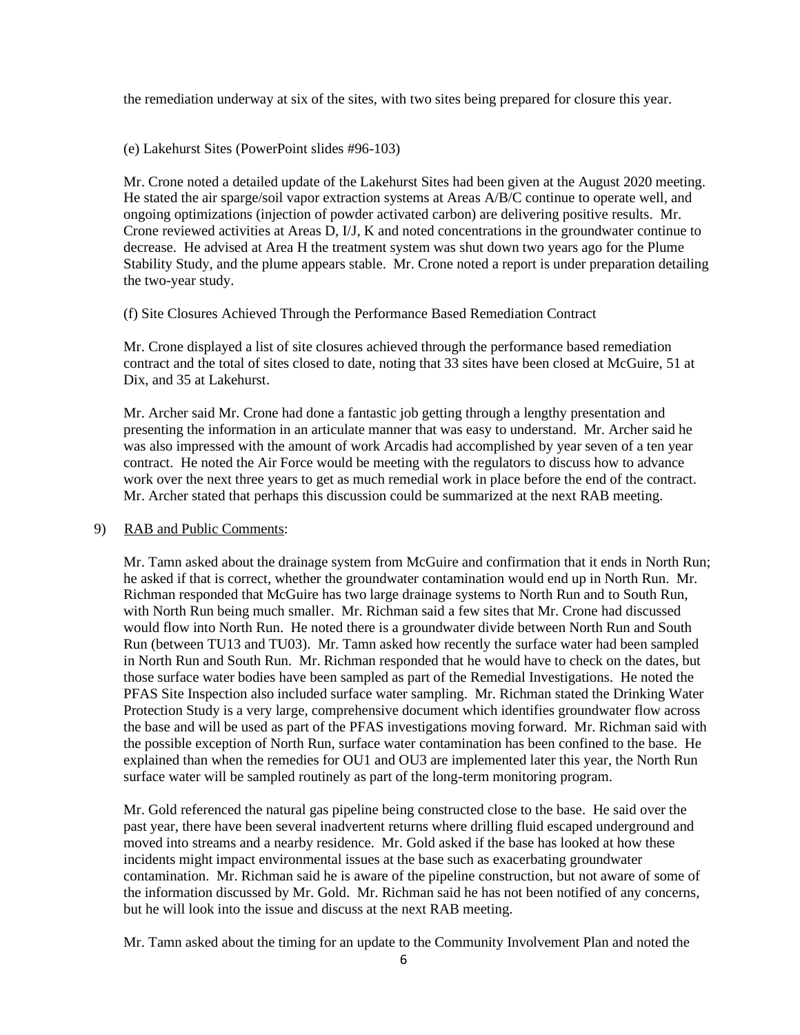the remediation underway at six of the sites, with two sites being prepared for closure this year.

(e) Lakehurst Sites (PowerPoint slides #96-103)

Mr. Crone noted a detailed update of the Lakehurst Sites had been given at the August 2020 meeting. He stated the air sparge/soil vapor extraction systems at Areas A/B/C continue to operate well, and ongoing optimizations (injection of powder activated carbon) are delivering positive results. Mr. Crone reviewed activities at Areas D, I/J, K and noted concentrations in the groundwater continue to decrease. He advised at Area H the treatment system was shut down two years ago for the Plume Stability Study, and the plume appears stable. Mr. Crone noted a report is under preparation detailing the two-year study.

(f) Site Closures Achieved Through the Performance Based Remediation Contract

Mr. Crone displayed a list of site closures achieved through the performance based remediation contract and the total of sites closed to date, noting that 33 sites have been closed at McGuire, 51 at Dix, and 35 at Lakehurst.

Mr. Archer said Mr. Crone had done a fantastic job getting through a lengthy presentation and presenting the information in an articulate manner that was easy to understand. Mr. Archer said he was also impressed with the amount of work Arcadis had accomplished by year seven of a ten year contract. He noted the Air Force would be meeting with the regulators to discuss how to advance work over the next three years to get as much remedial work in place before the end of the contract. Mr. Archer stated that perhaps this discussion could be summarized at the next RAB meeting.

9) <u>RAB and Public Comments</u>:

Mr. Tamn asked about the drainage system from McGuire and confirmation that it ends in North Run; he asked if that is correct, whether the groundwater contamination would end up in North Run. Mr. Richman responded that McGuire has two large drainage systems to North Run and to South Run, with North Run being much smaller. Mr. Richman said a few sites that Mr. Crone had discussed would flow into North Run. He noted there is a groundwater divide between North Run and South Run (between TU13 and TU03). Mr. Tamn asked how recently the surface water had been sampled in North Run and South Run. Mr. Richman responded that he would have to check on the dates, but those surface water bodies have been sampled as part of the Remedial Investigations. He noted the PFAS Site Inspection also included surface water sampling. Mr. Richman stated the Drinking Water Protection Study is a very large, comprehensive document which identifies groundwater flow across the base and will be used as part of the PFAS investigations moving forward. Mr. Richman said with the possible exception of North Run, surface water contamination has been confined to the base. He explained than when the remedies for OU1 and OU3 are implemented later this year, the North Run surface water will be sampled routinely as part of the long-term monitoring program.

Mr. Gold referenced the natural gas pipeline being constructed close to the base. He said over the past year, there have been several inadvertent returns where drilling fluid escaped underground and moved into streams and a nearby residence. Mr. Gold asked if the base has looked at how these incidents might impact environmental issues at the base such as exacerbating groundwater contamination. Mr. Richman said he is aware of the pipeline construction, but not aware of some of the information discussed by Mr. Gold. Mr. Richman said he has not been notified of any concerns, but he will look into the issue and discuss at the next RAB meeting.

Mr. Tamn asked about the timing for an update to the Community Involvement Plan and noted the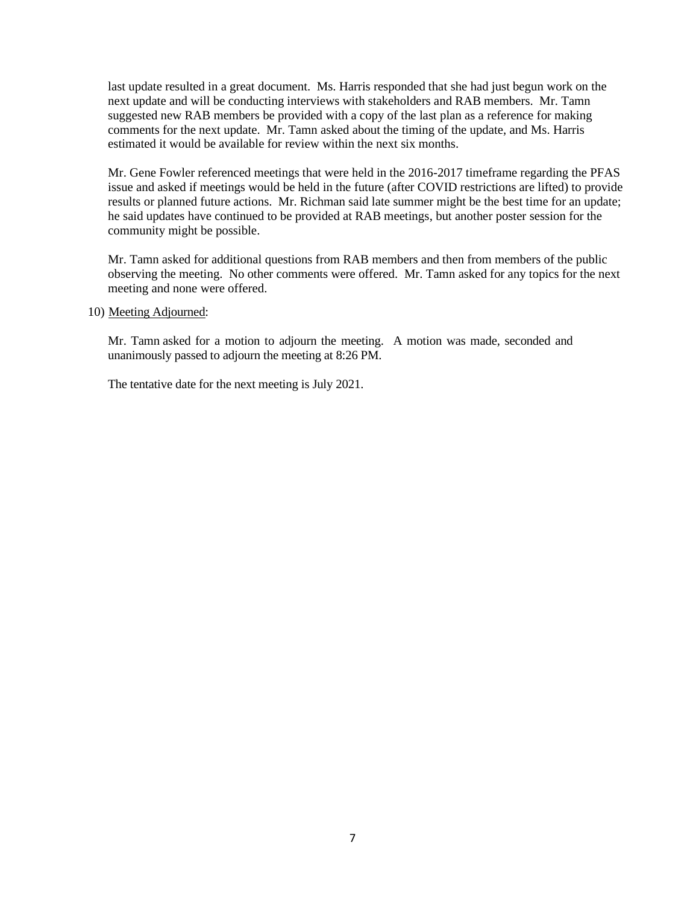last update resulted in a great document. Ms. Harris responded that she had just begun work on the next update and will be conducting interviews with stakeholders and RAB members. Mr. Tamn suggested new RAB members be provided with a copy of the last plan as a reference for making comments for the next update. Mr. Tamn asked about the timing of the update, and Ms. Harris estimated it would be available for review within the next six months.

Mr. Gene Fowler referenced meetings that were held in the 2016-2017 timeframe regarding the PFAS issue and asked if meetings would be held in the future (after COVID restrictions are lifted) to provide results or planned future actions. Mr. Richman said late summer might be the best time for an update; he said updates have continued to be provided at RAB meetings, but another poster session for the community might be possible.

Mr. Tamn asked for additional questions from RAB members and then from members of the public observing the meeting. No other comments were offered. Mr. Tamn asked for any topics for the next meeting and none were offered.

10) Meeting Adjourned:

Mr. Tamn asked for a motion to adjourn the meeting. A motion was made, seconded and unanimously passed to adjourn the meeting at 8:26 PM.

The tentative date for the next meeting is July 2021.